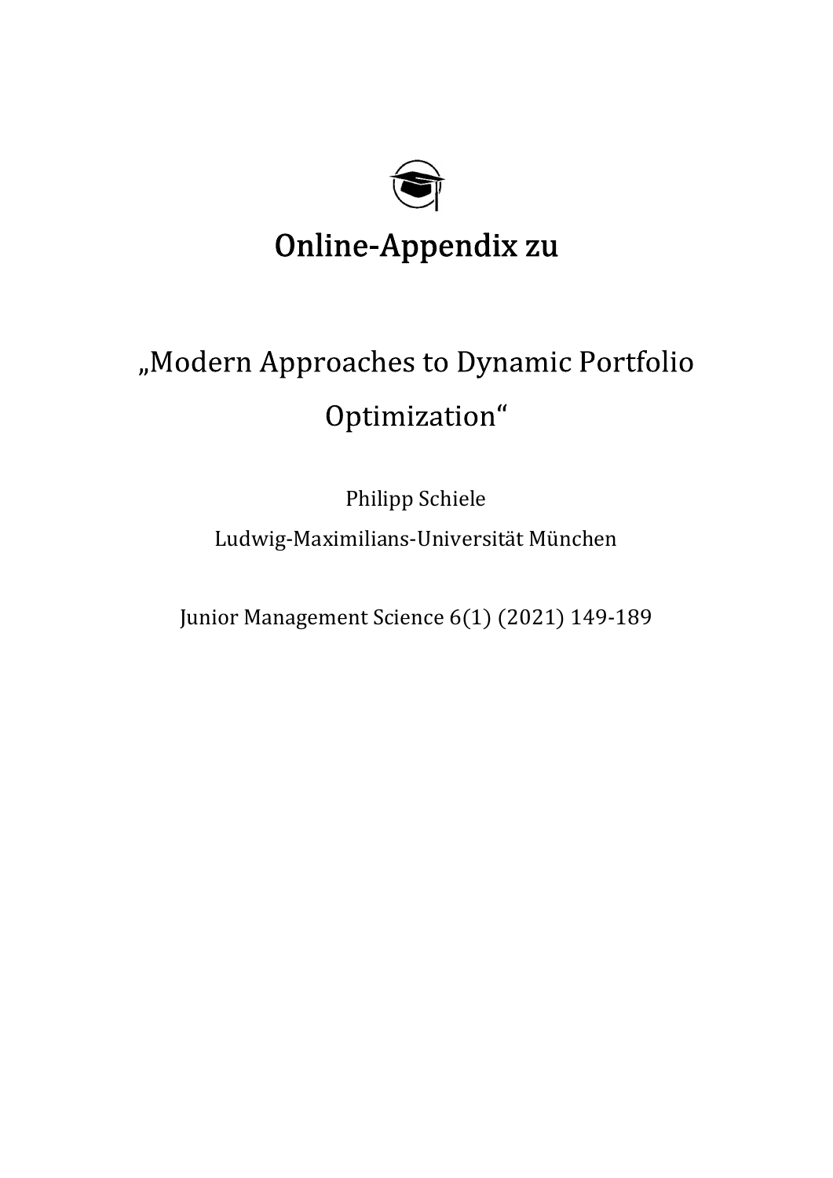# Online-Appendix zu

## „Modern Approaches to Dynamic Portfolio Optimization“

Philipp Schiele

Ludwig-Maximilians-Universität München

Junior Management Science 6(1) (2021) 149-189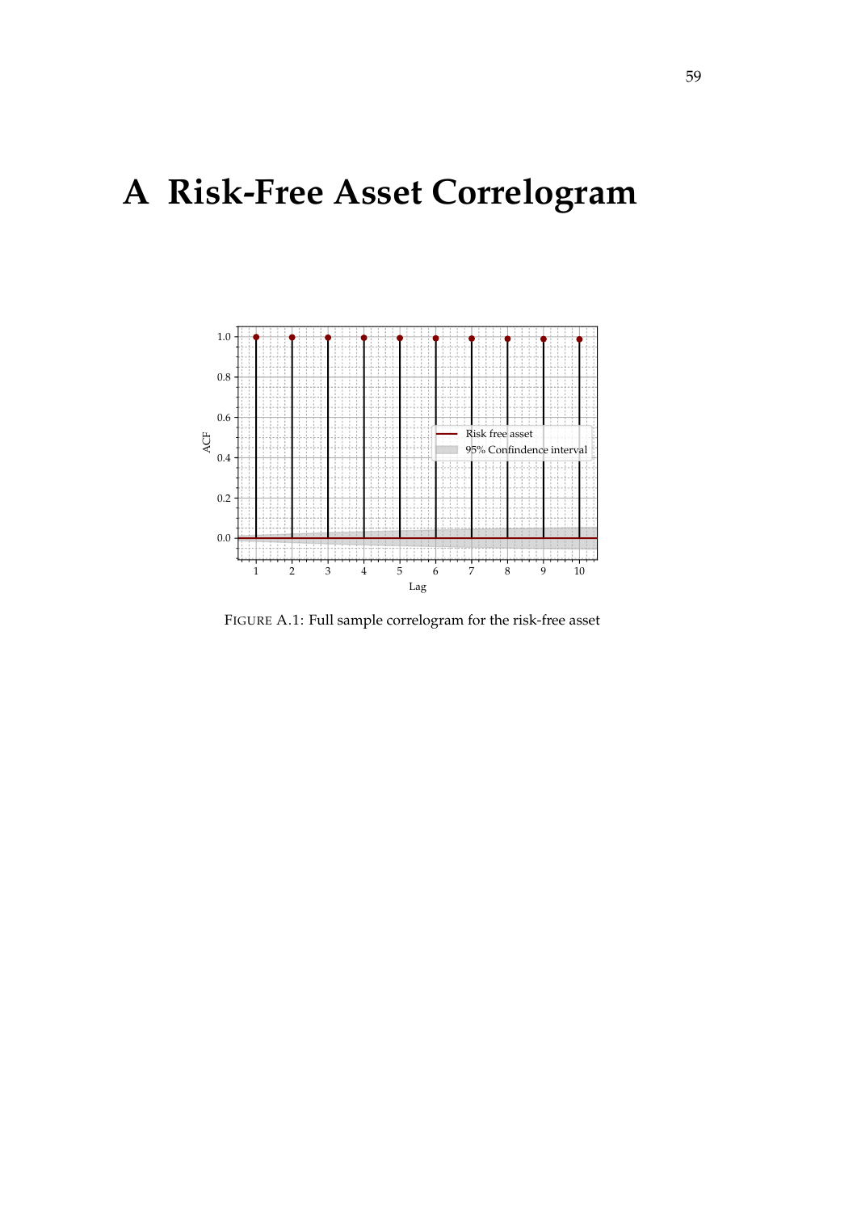# A Risk-Free Asset Correlogram

FIGURE A.1: Full sample correlogram for the risk-free asset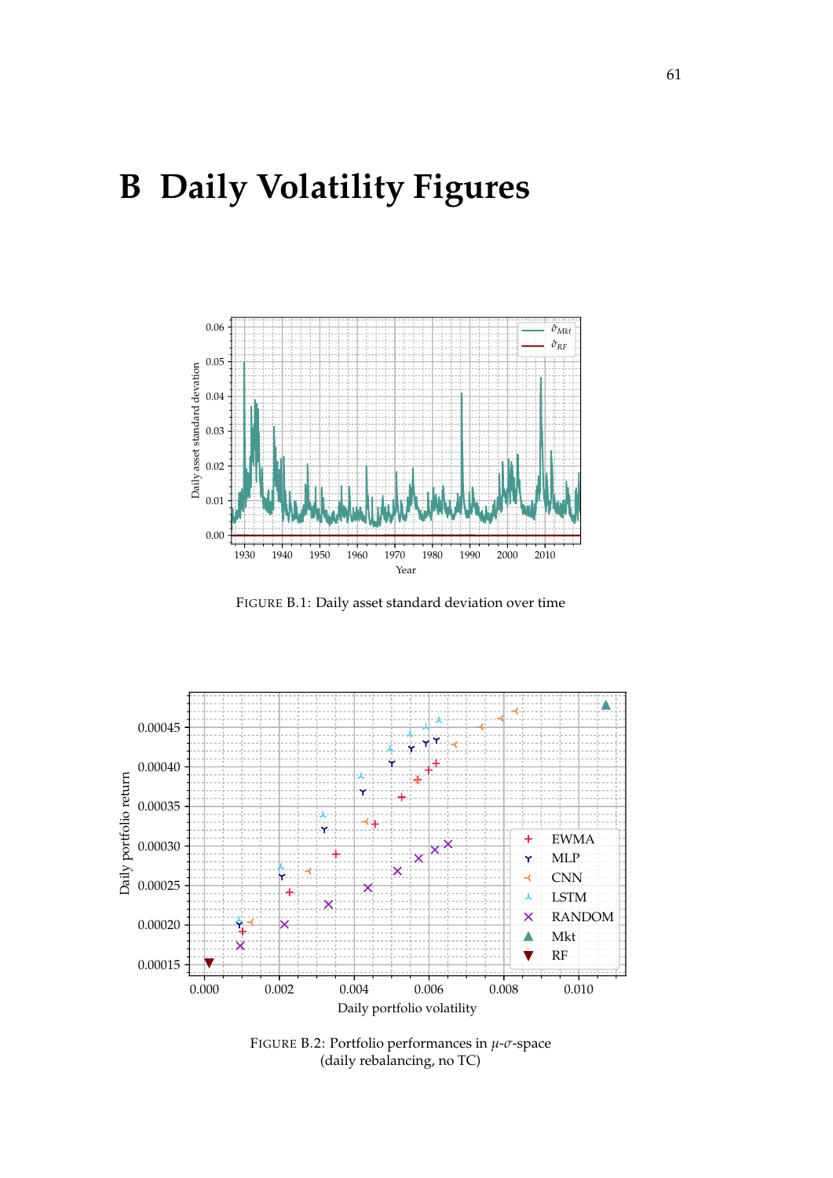# B Daily Volatility Figures

FIGURE B.1: Daily asset standard deviation over time

FIGURE B.2: Portfolio performances in $\mu$-$\sigma$-space (daily rebalancing, no TC)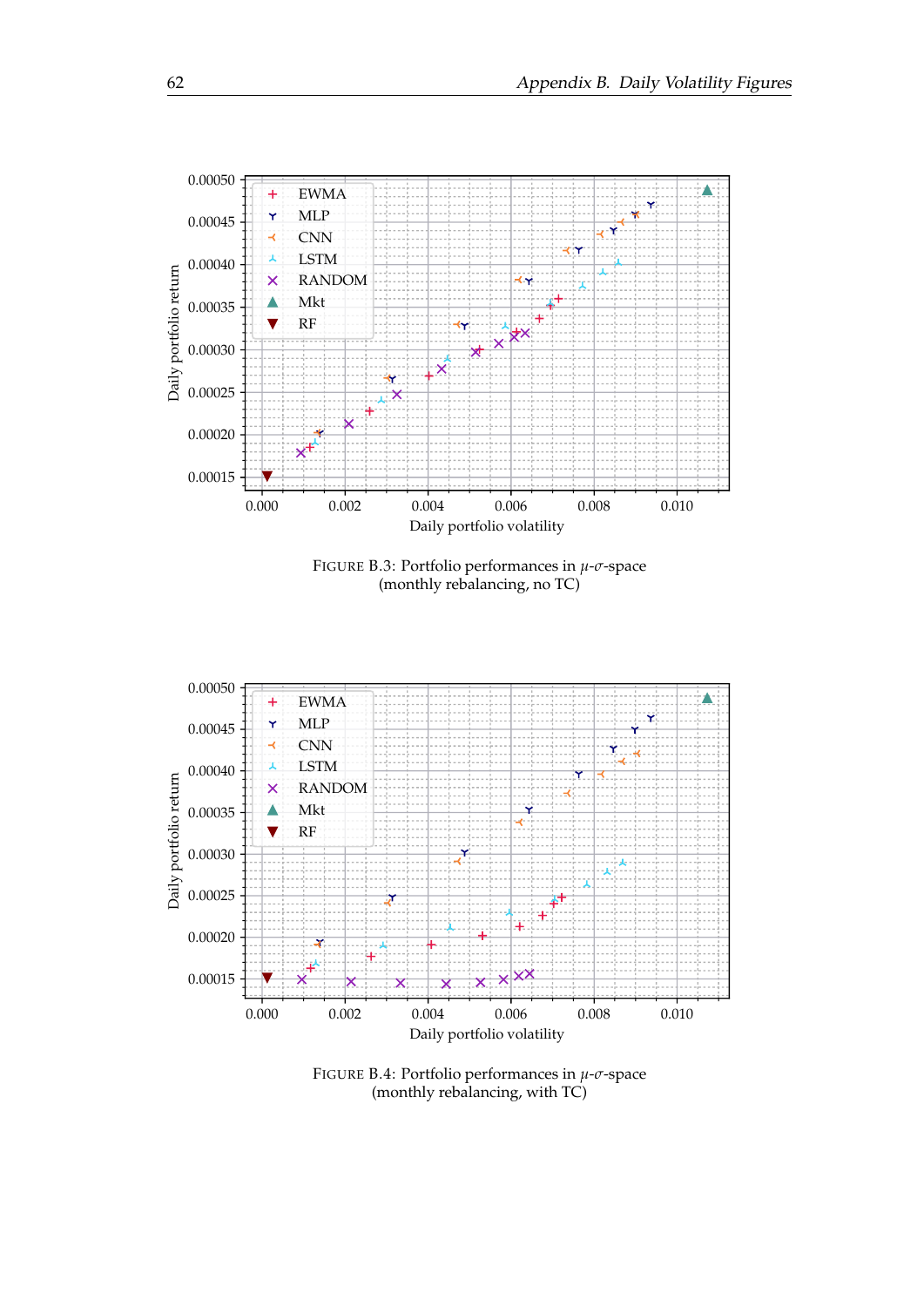FIGURE B.3: Portfolio performances in $\mu$-$\sigma$-space (monthly rebalancing, no TC)

FIGURE B.4: Portfolio performances in $\mu$-$\sigma$-space (monthly rebalancing, with TC)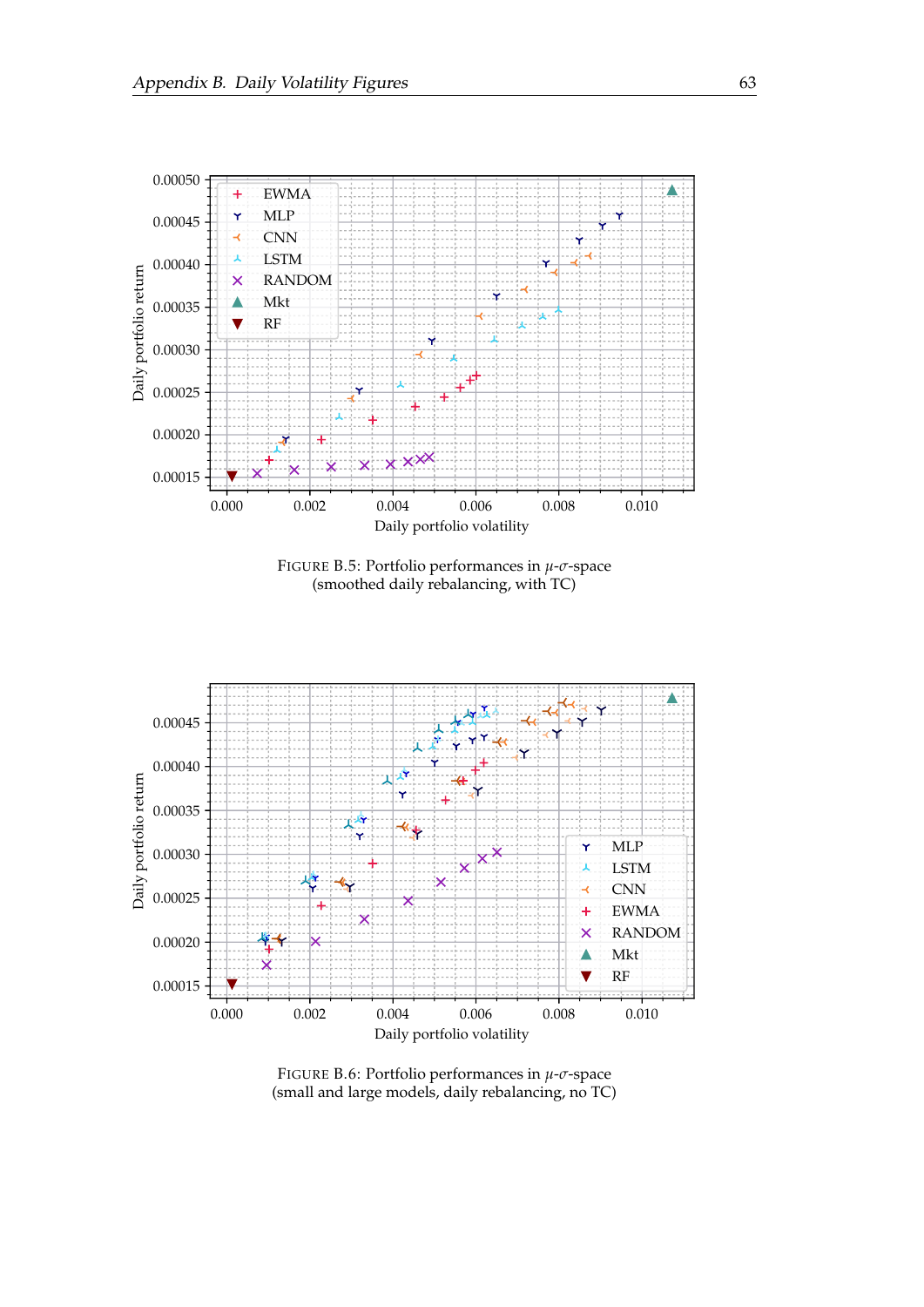FIGURE B.5: Portfolio performances in $\mu$-$\sigma$-space (smoothed daily rebalancing, with TC)

FIGURE B.6: Portfolio performances in $\mu$-$\sigma$-space (small and large models, daily rebalancing, no TC)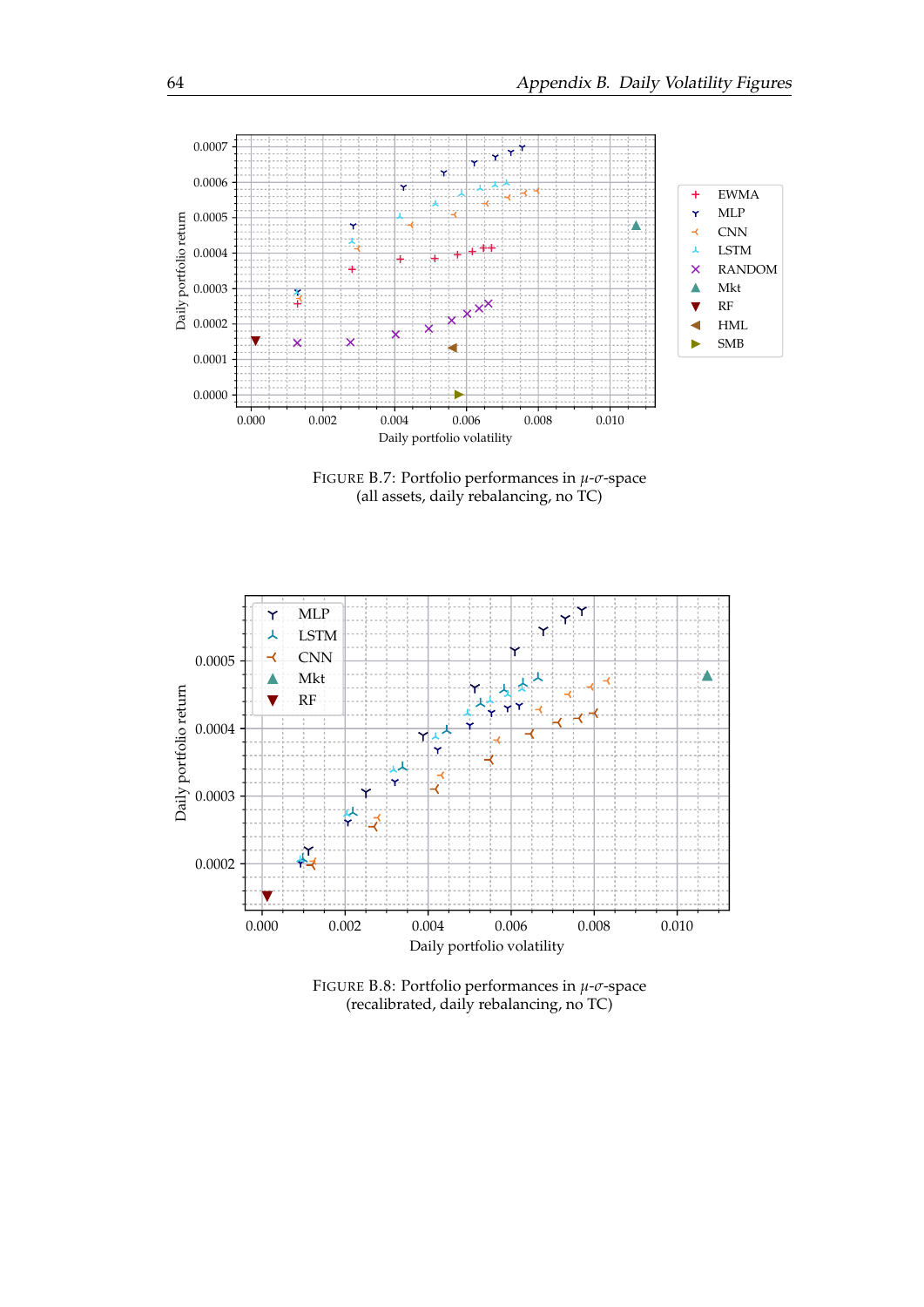FIGURE B.7: Portfolio performances in $\mu$-$\sigma$-space (all assets, daily rebalancing, no TC)

FIGURE B.8: Portfolio performances in $\mu$-$\sigma$-space (recalibrated, daily rebalancing, no TC)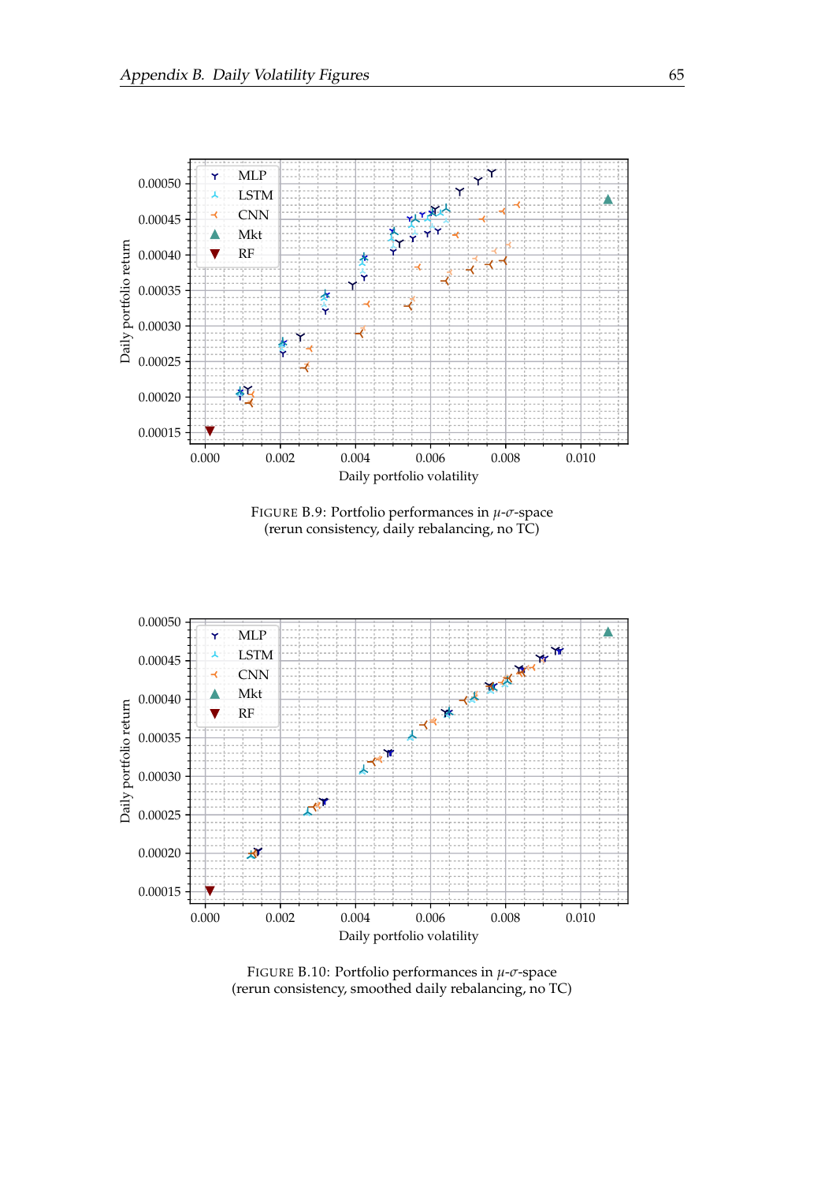FIGURE B.9: Portfolio performances in $\mu$-$\sigma$-space
(rerun consistency, daily rebalancing, no TC)

FIGURE B.10: Portfolio performances in $\mu$-$\sigma$-space
(rerun consistency, smoothed daily rebalancing, no TC)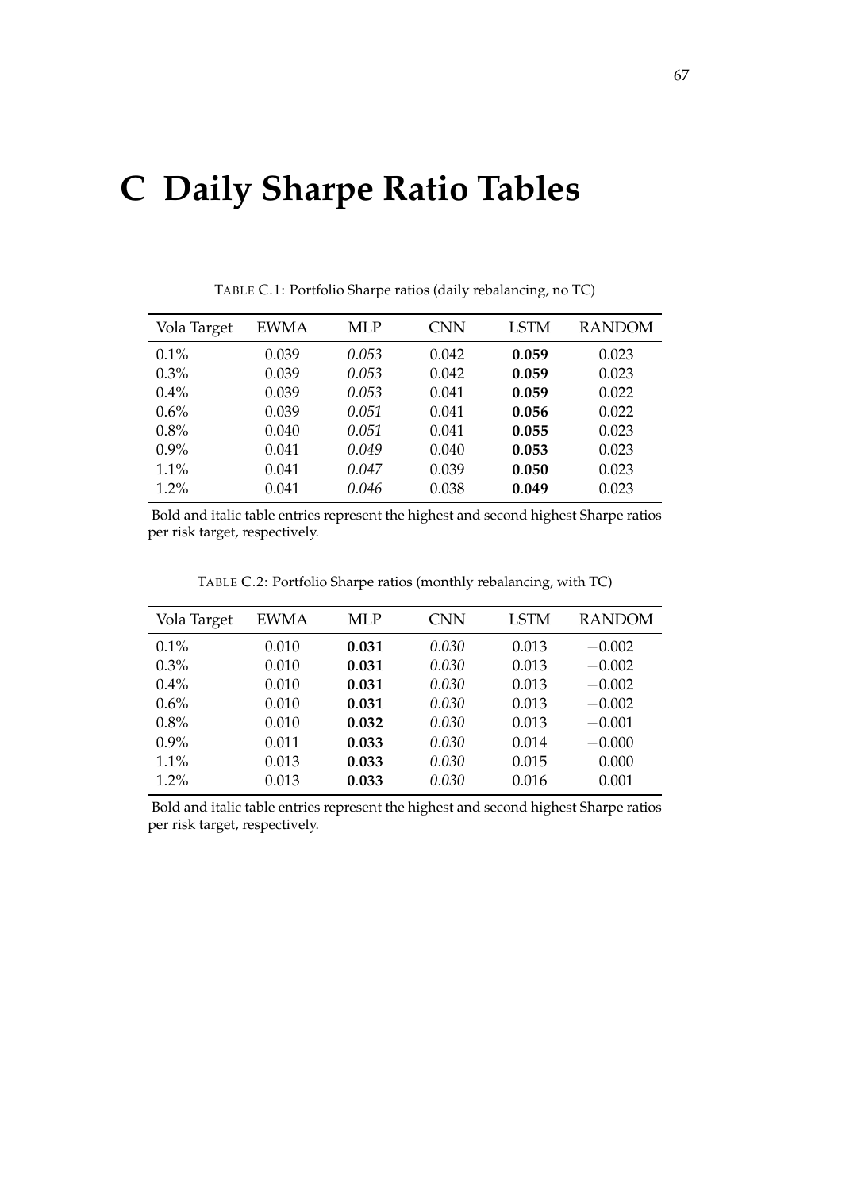# C Daily Sharpe Ratio Tables

TABLE C.1: Portfolio Sharpe ratios (daily rebalancing, no TC)

| Vola Target | EWMA | MLP | CNN | LSTM | RANDOM |
|---|---|---|---|---|---|
| 0.1% | 0.039 | *0.053* | 0.042 | **0.059** | 0.023 |
| 0.3% | 0.039 | *0.053* | 0.042 | **0.059** | 0.023 |
| 0.4% | 0.039 | *0.053* | 0.041 | **0.059** | 0.022 |
| 0.6% | 0.039 | *0.051* | 0.041 | **0.056** | 0.022 |
| 0.8% | 0.040 | *0.051* | 0.041 | **0.055** | 0.023 |
| 0.9% | 0.041 | *0.049* | 0.040 | **0.053** | 0.023 |
| 1.1% | 0.041 | *0.047* | 0.039 | **0.050** | 0.023 |
| 1.2% | 0.041 | *0.046* | 0.038 | **0.049** | 0.023 |

Bold and italic table entries represent the highest and second highest Sharpe ratios per risk target, respectively.

TABLE C.2: Portfolio Sharpe ratios (monthly rebalancing, with TC)

| Vola Target | EWMA | MLP | CNN | LSTM | RANDOM |
|---|---|---|---|---|---|
| 0.1% | 0.010 | **0.031** | *0.030* | 0.013 | −0.002 |
| 0.3% | 0.010 | **0.031** | *0.030* | 0.013 | −0.002 |
| 0.4% | 0.010 | **0.031** | *0.030* | 0.013 | −0.002 |
| 0.6% | 0.010 | **0.031** | *0.030* | 0.013 | −0.002 |
| 0.8% | 0.010 | **0.032** | *0.030* | 0.013 | −0.001 |
| 0.9% | 0.011 | **0.033** | *0.030* | 0.014 | −0.000 |
| 1.1% | 0.013 | **0.033** | *0.030* | 0.015 | 0.000 |
| 1.2% | 0.013 | **0.033** | *0.030* | 0.016 | 0.001 |

Bold and italic table entries represent the highest and second highest Sharpe ratios per risk target, respectively.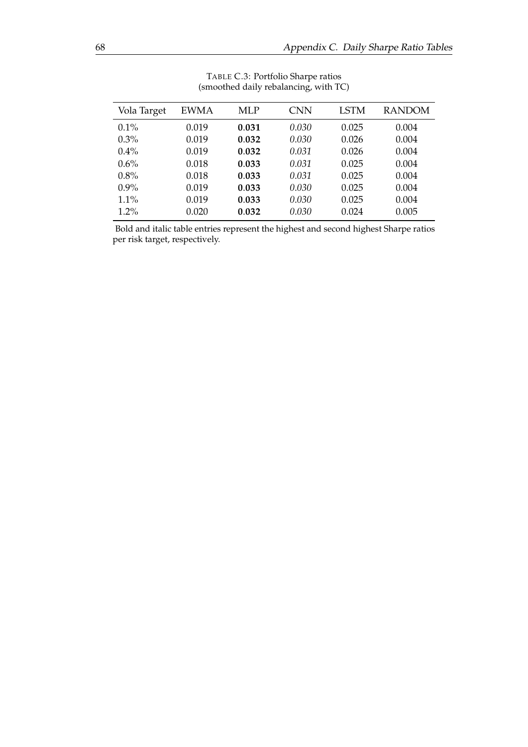TABLE C.3: Portfolio Sharpe ratios
(smoothed daily rebalancing, with TC)

| Vola Target | EWMA | MLP | CNN | LSTM | RANDOM |
|---|---|---|---|---|---|
| 0.1% | 0.019 | **0.031** | *0.030* | 0.025 | 0.004 |
| 0.3% | 0.019 | **0.032** | *0.030* | 0.026 | 0.004 |
| 0.4% | 0.019 | **0.032** | *0.031* | 0.026 | 0.004 |
| 0.6% | 0.018 | **0.033** | *0.031* | 0.025 | 0.004 |
| 0.8% | 0.018 | **0.033** | *0.031* | 0.025 | 0.004 |
| 0.9% | 0.019 | **0.033** | *0.030* | 0.025 | 0.004 |
| 1.1% | 0.019 | **0.033** | *0.030* | 0.025 | 0.004 |
| 1.2% | 0.020 | **0.032** | *0.030* | 0.024 | 0.005 |

Bold and italic table entries represent the highest and second highest Sharpe ratios per risk target, respectively.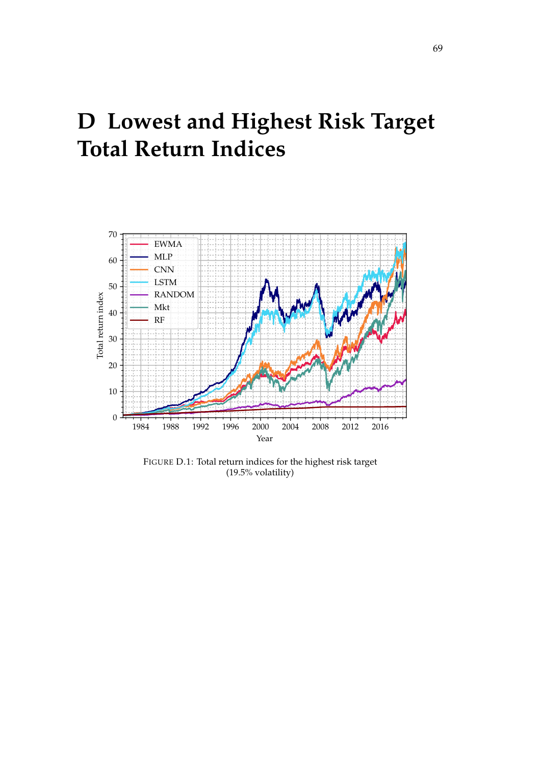# D Lowest and Highest Risk Target Total Return Indices

FIGURE D.1: Total return indices for the highest risk target (19.5% volatility)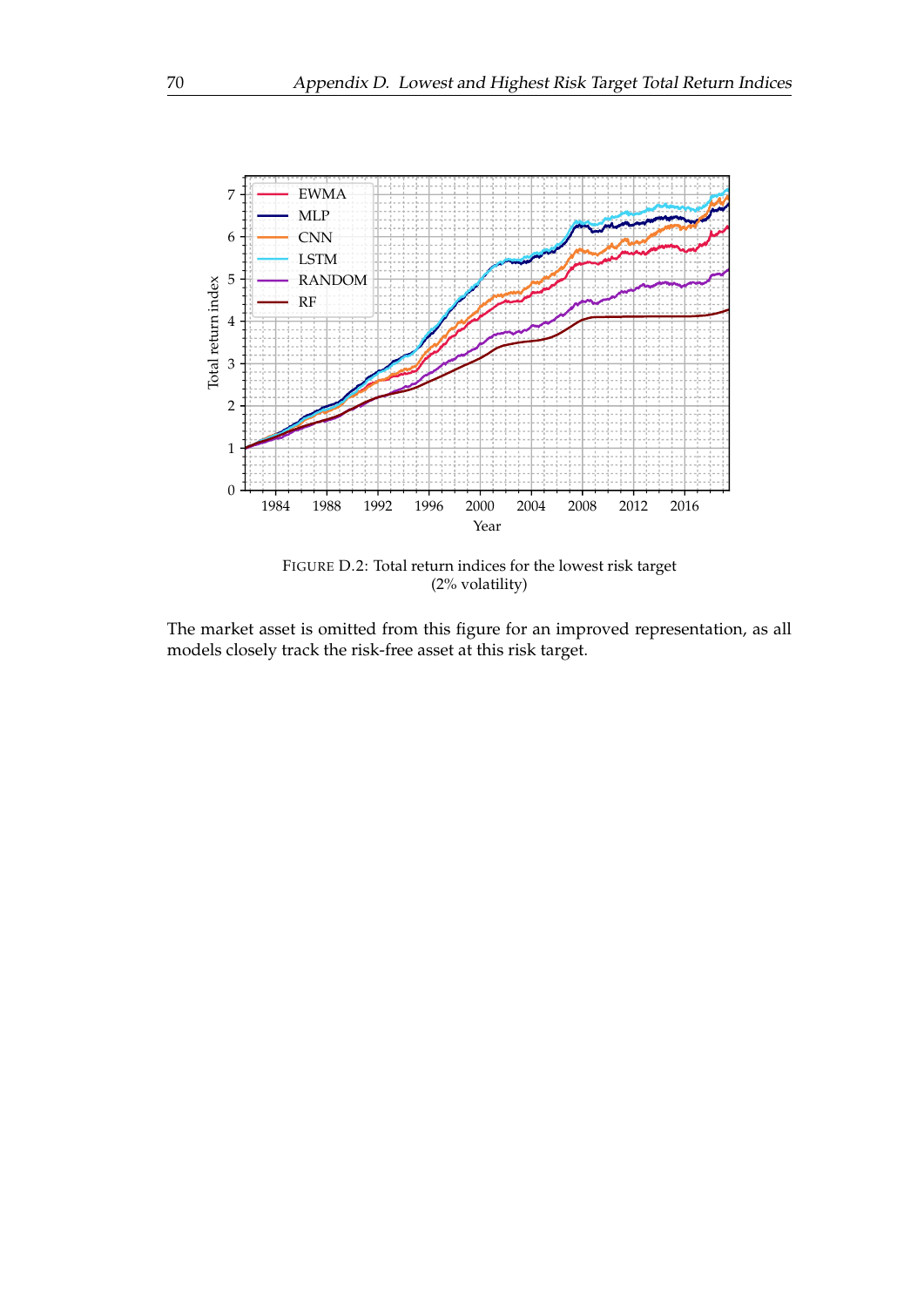FIGURE D.2: Total return indices for the lowest risk target (2% volatility)

The market asset is omitted from this figure for an improved representation, as all models closely track the risk-free asset at this risk target.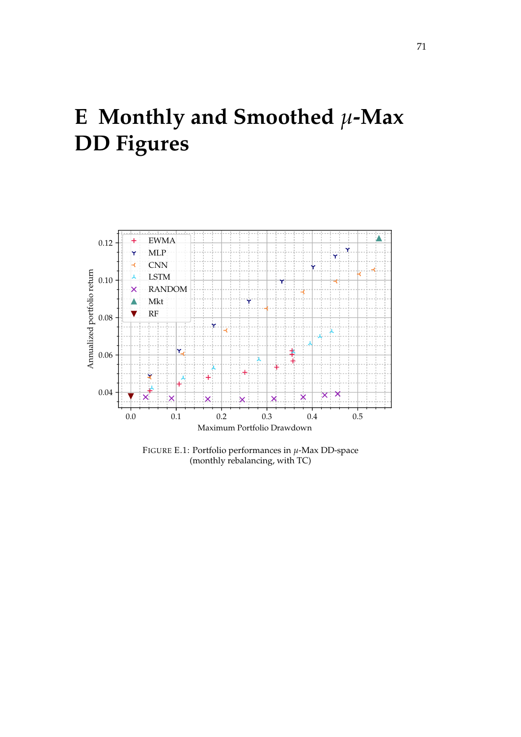# E Monthly and Smoothed $\mu$-Max DD Figures

FIGURE E.1: Portfolio performances in $\mu$-Max DD-space (monthly rebalancing, with TC)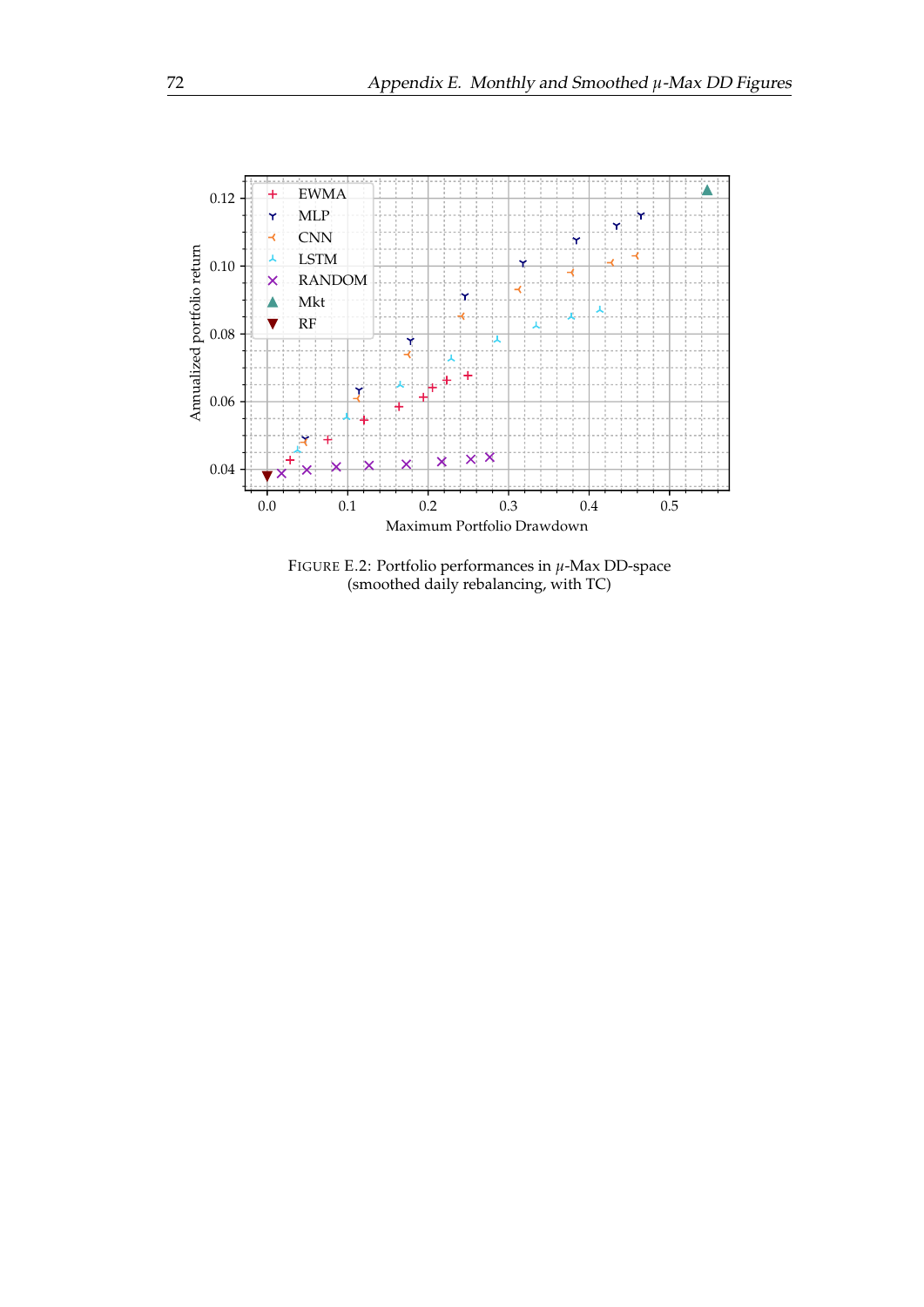FIGURE E.2: Portfolio performances in $\mu$-Max DD-space (smoothed daily rebalancing, with TC)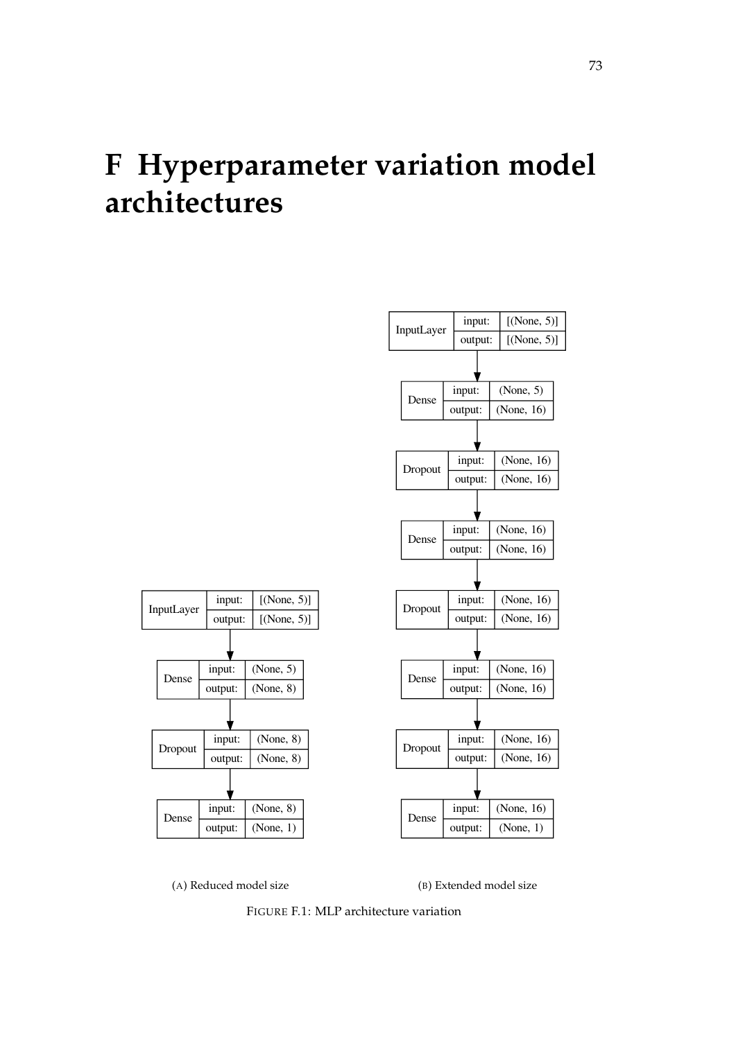# F Hyperparameter variation model architectures

| InputLayer | input: | [(None, 5)] |
| --- | --- | --- |
| | output: | [(None, 5)] |

| Dense | input: | (None, 5) |
| --- | --- | --- |
| | output: | (None, 8) |

| Dropout | input: | (None, 8) |
| --- | --- | --- |
| | output: | (None, 8) |

| Dense | input: | (None, 8) |
| --- | --- | --- |
| | output: | (None, 1) |

(A) Reduced model size

| InputLayer | input: | [(None, 5)] |
| --- | --- | --- |
| | output: | [(None, 5)] |

| Dense | input: | (None, 5) |
| --- | --- | --- |
| | output: | (None, 16) |

| Dropout | input: | (None, 16) |
| --- | --- | --- |
| | output: | (None, 16) |

| Dense | input: | (None, 16) |
| --- | --- | --- |
| | output: | (None, 16) |

| Dropout | input: | (None, 16) |
| --- | --- | --- |
| | output: | (None, 16) |

| Dense | input: | (None, 16) |
| --- | --- | --- |
| | output: | (None, 16) |

| Dropout | input: | (None, 16) |
| --- | --- | --- |
| | output: | (None, 16) |

| Dense | input: | (None, 16) |
| --- | --- | --- |
| | output: | (None, 1) |

(B) Extended model size

FIGURE F.1: MLP architecture variation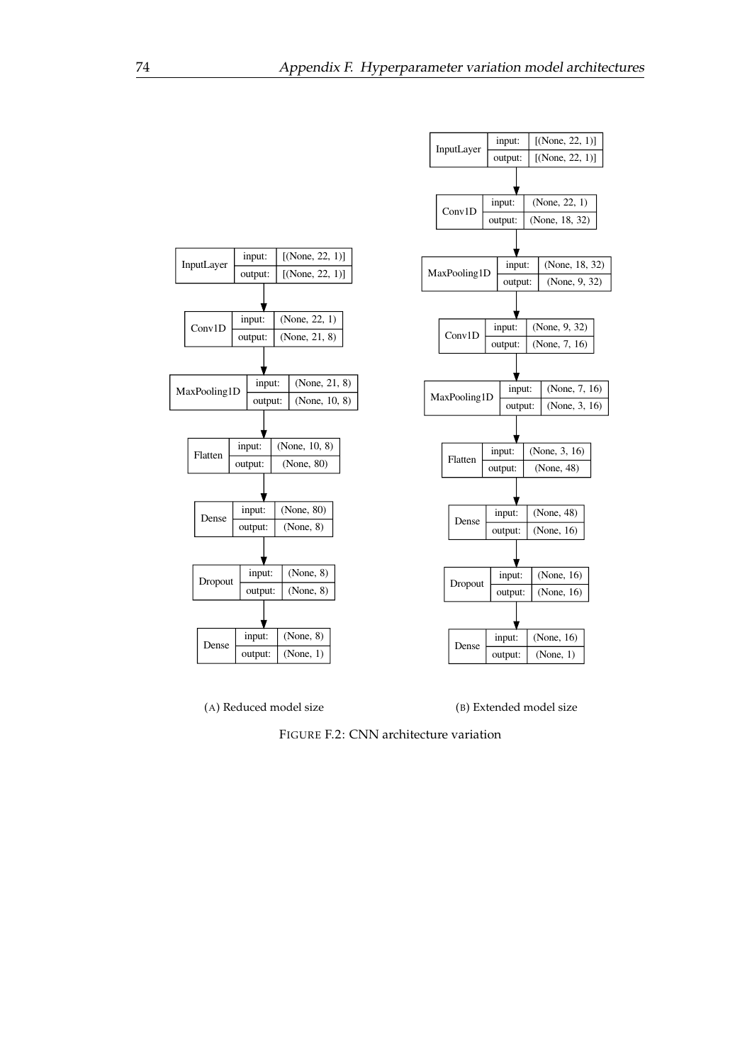| Layer | | Shape |
|---|---|---|
| InputLayer | input: | [(None, 22, 1)] |
| | output: | [(None, 22, 1)] |
| Conv1D | input: | (None, 22, 1) |
| | output: | (None, 21, 8) |
| MaxPooling1D | input: | (None, 21, 8) |
| | output: | (None, 10, 8) |
| Flatten | input: | (None, 10, 8) |
| | output: | (None, 80) |
| Dense | input: | (None, 80) |
| | output: | (None, 8) |
| Dropout | input: | (None, 8) |
| | output: | (None, 8) |
| Dense | input: | (None, 8) |
| | output: | (None, 1) |

(A) Reduced model size

| Layer | | Shape |
|---|---|---|
| InputLayer | input: | [(None, 22, 1)] |
| | output: | [(None, 22, 1)] |
| Conv1D | input: | (None, 22, 1) |
| | output: | (None, 18, 32) |
| MaxPooling1D | input: | (None, 18, 32) |
| | output: | (None, 9, 32) |
| Conv1D | input: | (None, 9, 32) |
| | output: | (None, 7, 16) |
| MaxPooling1D | input: | (None, 7, 16) |
| | output: | (None, 3, 16) |
| Flatten | input: | (None, 3, 16) |
| | output: | (None, 48) |
| Dense | input: | (None, 48) |
| | output: | (None, 16) |
| Dropout | input: | (None, 16) |
| | output: | (None, 16) |
| Dense | input: | (None, 16) |
| | output: | (None, 1) |

(B) Extended model size

FIGURE F.2: CNN architecture variation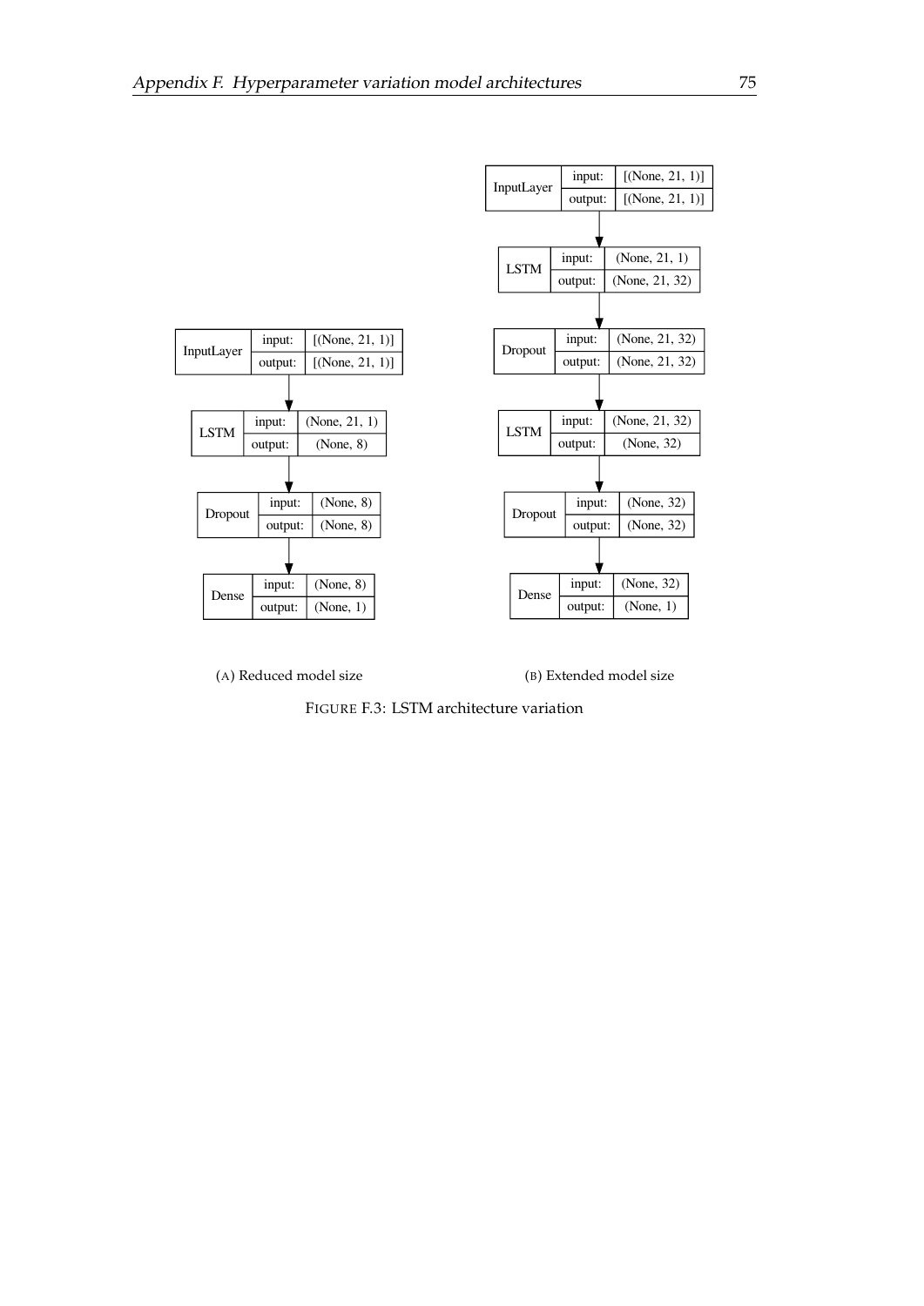InputLayer
input: [(None, 21, 1)]
output: [(None, 21, 1)]

LSTM
input: (None, 21, 1)
output: (None, 8)

Dropout
input: (None, 8)
output: (None, 8)

Dense
input: (None, 8)
output: (None, 1)

(A) Reduced model size

InputLayer
input: [(None, 21, 1)]
output: [(None, 21, 1)]

LSTM
input: (None, 21, 1)
output: (None, 21, 32)

Dropout
input: (None, 21, 32)
output: (None, 21, 32)

LSTM
input: (None, 21, 32)
output: (None, 32)

Dropout
input: (None, 32)
output: (None, 32)

Dense
input: (None, 32)
output: (None, 1)

(B) Extended model size

FIGURE F.3: LSTM architecture variation